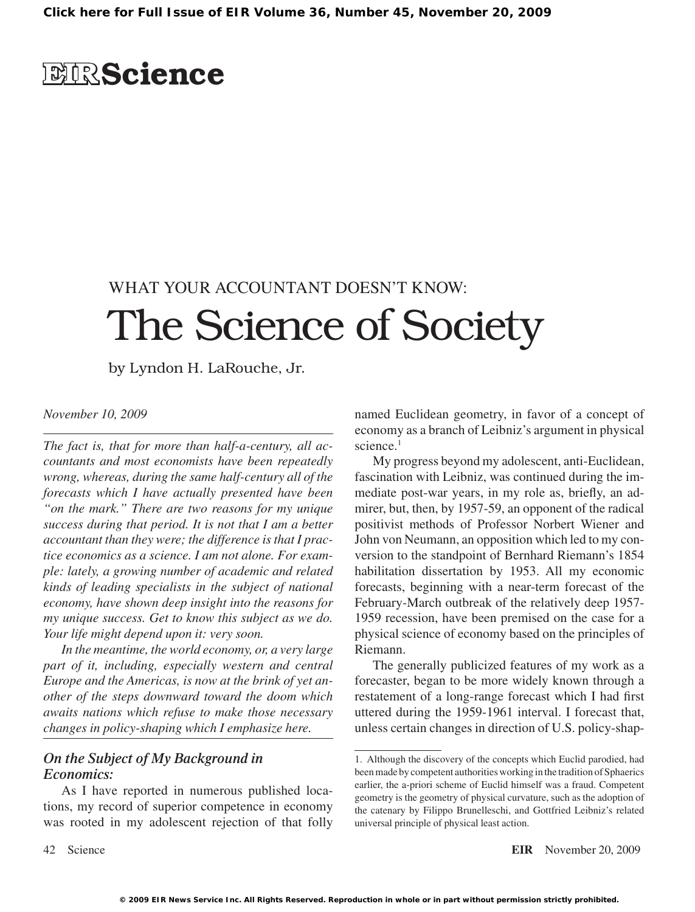# EIR Science

WHAT YOUR ACCOUNTANT DOESN'T KNOW:

# The Science of Society

by Lyndon H. LaRouche, Jr.

*November 10, 2009*

*The fact is, that for more than half-a-century, all accountants and most economists have been repeatedly wrong, whereas, during the same half-century all of the forecasts which I have actually presented have been "on the mark." There are two reasons for my unique success during that period. It is not that I am a better accountant than they were; the difference is that I practice economics as a science. I am not alone. For example: lately, a growing number of academic and related kinds of leading specialists in the subject of national economy, have shown deep insight into the reasons for my unique success. Get to know this subject as we do. Your life might depend upon it: very soon.*

*In the meantime, the world economy, or, a very large part of it, including, especially western and central Europe and the Americas, is now at the brink of yet another of the steps downward toward the doom which awaits nations which refuse to make those necessary changes in policy-shaping which I emphasize here.*

## On the Subject of My Background in Economics:

As I have reported in numerous published locations, my record of superior competence in economy was rooted in my adolescent rejection of that folly named Euclidean geometry, in favor of a concept of economy as a branch of Leibniz's argument in physical science.[1]

My progress beyond my adolescent, anti-Euclidean, fascination with Leibniz, was continued during the immediate post-war years, in my role as, briefly, an admirer, but, then, by 1957-59, an opponent of the radical positivist methods of Professor Norbert Wiener and John von Neumann, an opposition which led to my conversion to the standpoint of Bernhard Riemann's 1854 habilitation dissertation by 1953. All my economic forecasts, beginning with a near-term forecast of the February-March outbreak of the relatively deep 1957-1959 recession, have been premised on the case for a physical science of economy based on the principles of Riemann.

The generally publicized features of my work as a forecaster, began to be more widely known through a restatement of a long-range forecast which I had first uttered during the 1959-1961 interval. I forecast that, unless certain changes in direction of U.S. policy-shap-

---

1. Although the discovery of the concepts which Euclid parodied, had been made by competent authorities working in the tradition of Sphaerics earlier, the a-priori scheme of Euclid himself was a fraud. Competent geometry is the geometry of physical curvature, such as the adoption of the catenary by Filippo Brunelleschi, and Gottfried Leibniz's related universal principle of physical least action.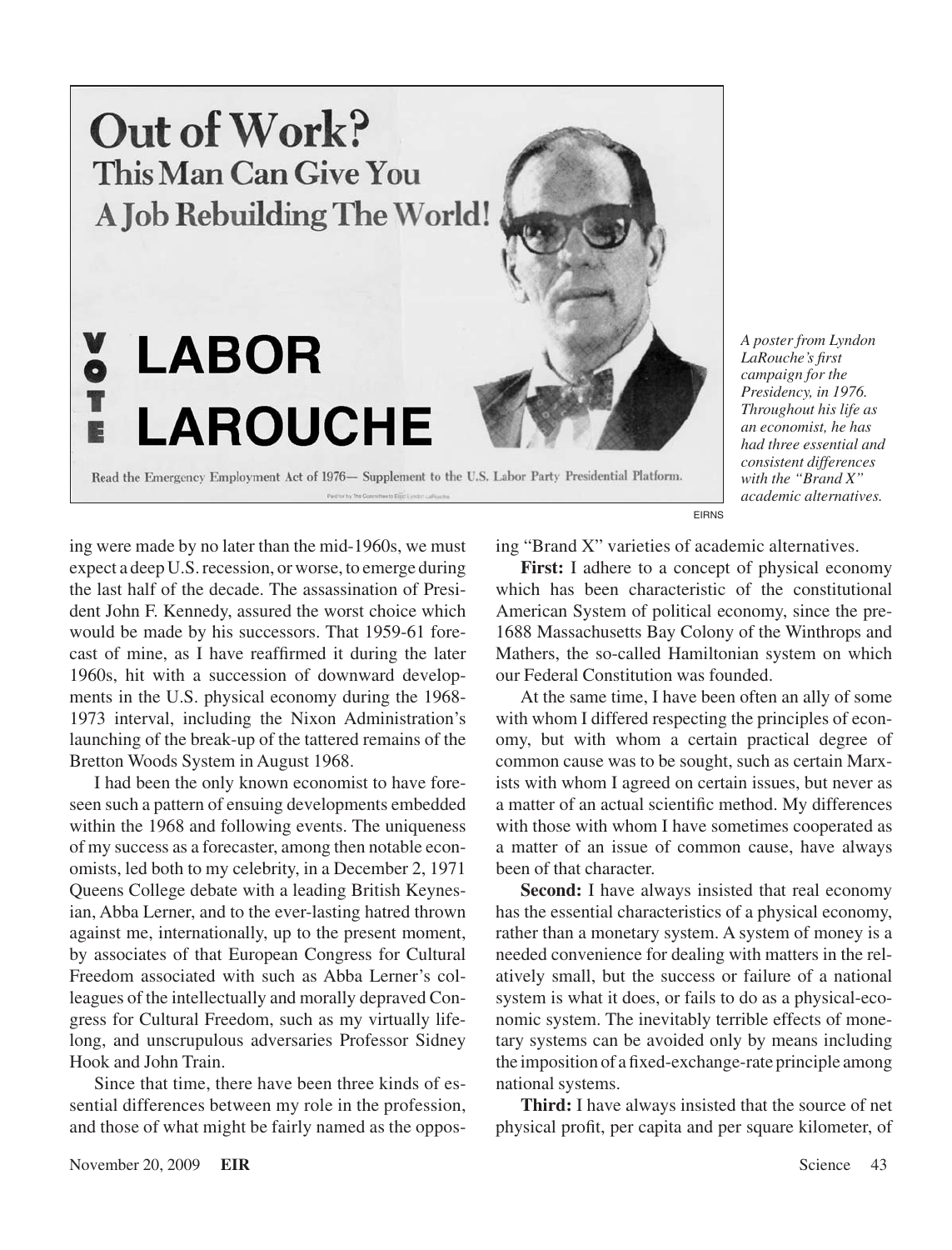*A poster from Lyndon LaRouche's first campaign for the Presidency, in 1976. Throughout his life as an economist, he has had three essential and consistent differences with the "Brand X" academic alternatives.*

ing were made by no later than the mid-1960s, we must expect a deep U.S. recession, or worse, to emerge during the last half of the decade. The assassination of President John F. Kennedy, assured the worst choice which would be made by his successors. That 1959-61 forecast of mine, as I have reaffirmed it during the later 1960s, hit with a succession of downward developments in the U.S. physical economy during the 1968-1973 interval, including the Nixon Administration's launching of the break-up of the tattered remains of the Bretton Woods System in August 1968.

I had been the only known economist to have foreseen such a pattern of ensuing developments embedded within the 1968 and following events. The uniqueness of my success as a forecaster, among then notable economists, led both to my celebrity, in a December 2, 1971 Queens College debate with a leading British Keynesian, Abba Lerner, and to the ever-lasting hatred thrown against me, internationally, up to the present moment, by associates of that European Congress for Cultural Freedom associated with such as Abba Lerner's colleagues of the intellectually and morally depraved Congress for Cultural Freedom, such as my virtually lifelong, and unscrupulous adversaries Professor Sidney Hook and John Train.

Since that time, there have been three kinds of essential differences between my role in the profession, and those of what might be fairly named as the opposing "Brand X" varieties of academic alternatives.

**First:** I adhere to a concept of physical economy which has been characteristic of the constitutional American System of political economy, since the pre-1688 Massachusetts Bay Colony of the Winthrops and Mathers, the so-called Hamiltonian system on which our Federal Constitution was founded.

At the same time, I have been often an ally of some with whom I differed respecting the principles of economy, but with whom a certain practical degree of common cause was to be sought, such as certain Marxists with whom I agreed on certain issues, but never as a matter of an actual scientific method. My differences with those with whom I have sometimes cooperated as a matter of an issue of common cause, have always been of that character.

**Second:** I have always insisted that real economy has the essential characteristics of a physical economy, rather than a monetary system. A system of money is a needed convenience for dealing with matters in the relatively small, but the success or failure of a national system is what it does, or fails to do as a physical-economic system. The inevitably terrible effects of monetary systems can be avoided only by means including the imposition of a fixed-exchange-rate principle among national systems.

**Third:** I have always insisted that the source of net physical profit, per capita and per square kilometer, of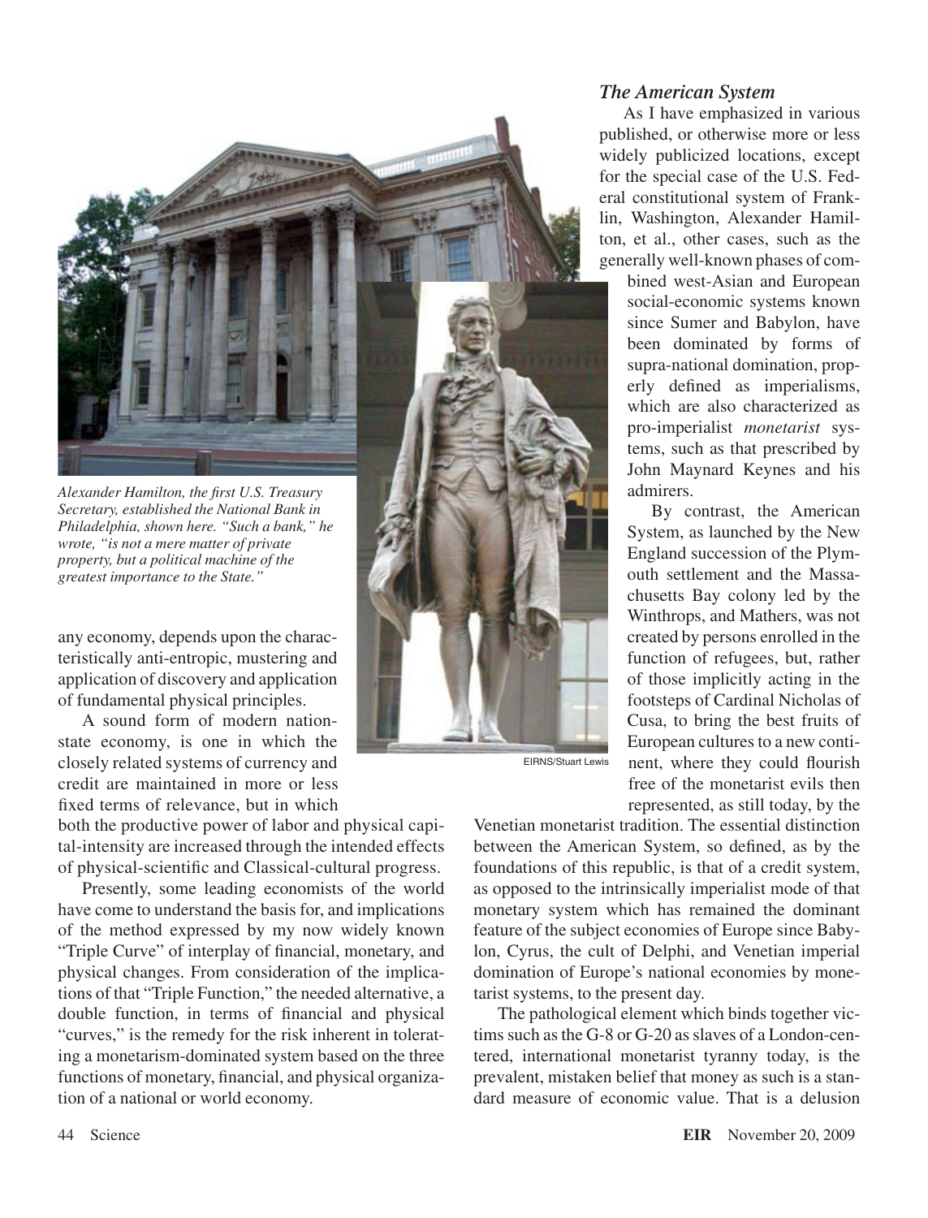*Alexander Hamilton, the first U.S. Treasury Secretary, established the National Bank in Philadelphia, shown here. "Such a bank," he wrote, "is not a mere matter of private property, but a political machine of the greatest importance to the State."*

EIRNS/Stuart Lewis

any economy, depends upon the characteristically anti-entropic, mustering and application of discovery and application of fundamental physical principles.

A sound form of modern nation-state economy, is one in which the closely related systems of currency and credit are maintained in more or less fixed terms of relevance, but in which both the productive power of labor and physical capital-intensity are increased through the intended effects of physical-scientific and Classical-cultural progress.

Presently, some leading economists of the world have come to understand the basis for, and implications of the method expressed by my now widely known "Triple Curve" of interplay of financial, monetary, and physical changes. From consideration of the implications of that "Triple Function," the needed alternative, a double function, in terms of financial and physical "curves," is the remedy for the risk inherent in tolerating a monetarism-dominated system based on the three functions of monetary, financial, and physical organization of a national or world economy.

### *The American System*

As I have emphasized in various published, or otherwise more or less widely publicized locations, except for the special case of the U.S. Federal constitutional system of Franklin, Washington, Alexander Hamilton, et al., other cases, such as the generally well-known phases of combined west-Asian and European social-economic systems known since Sumer and Babylon, have been dominated by forms of supra-national domination, properly defined as imperialisms, which are also characterized as pro-imperialist *monetarist* systems, such as that prescribed by John Maynard Keynes and his admirers.

By contrast, the American System, as launched by the New England succession of the Plymouth settlement and the Massachusetts Bay colony led by the Winthrops, and Mathers, was not created by persons enrolled in the function of refugees, but, rather of those implicitly acting in the footsteps of Cardinal Nicholas of Cusa, to bring the best fruits of European cultures to a new continent, where they could flourish free of the monetarist evils then represented, as still today, by the Venetian monetarist tradition. The essential distinction between the American System, so defined, as by the foundations of this republic, is that of a credit system, as opposed to the intrinsically imperialist mode of that monetary system which has remained the dominant feature of the subject economies of Europe since Babylon, Cyrus, the cult of Delphi, and Venetian imperial domination of Europe's national economies by monetarist systems, to the present day.

The pathological element which binds together victims such as the G-8 or G-20 as slaves of a London-centered, international monetarist tyranny today, is the prevalent, mistaken belief that money as such is a standard measure of economic value. That is a delusion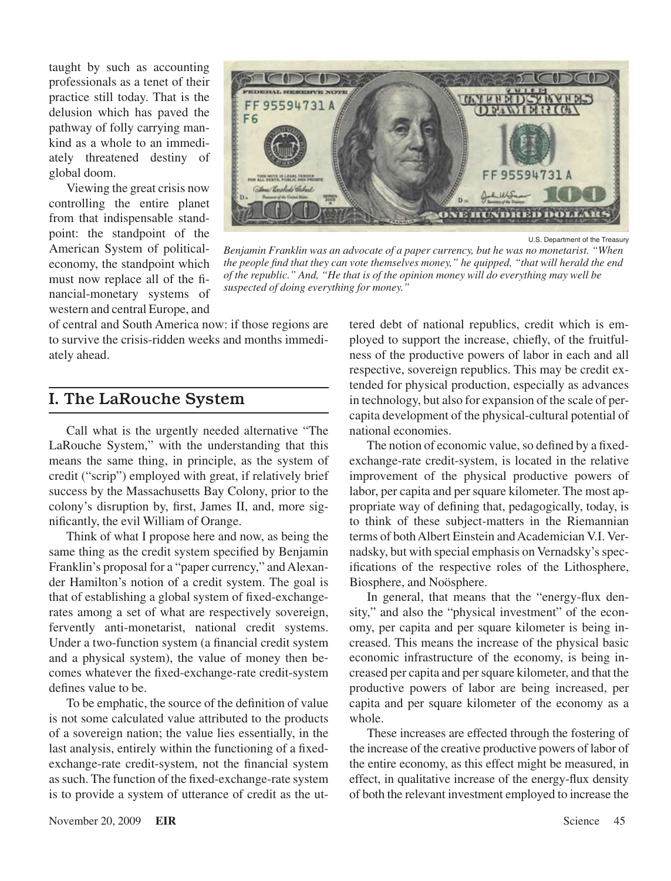taught by such as accounting professionals as a tenet of their practice still today. That is the delusion which has paved the pathway of folly carrying mankind as a whole to an immediately threatened destiny of global doom.

Viewing the great crisis now controlling the entire planet from that indispensable standpoint: the standpoint of the American System of political-economy, the standpoint which must now replace all of the financial-monetary systems of western and central Europe, and of central and South America now: if those regions are to survive the crisis-ridden weeks and months immediately ahead.

U.S. Department of the Treasury

*Benjamin Franklin was an advocate of a paper currency, but he was no monetarist. "When the people find that they can vote themselves money," he quipped, "that will herald the end of the republic." And, "He that is of the opinion money will do everything may well be suspected of doing everything for money."*

## I. The LaRouche System

Call what is the urgently needed alternative "The LaRouche System," with the understanding that this means the same thing, in principle, as the system of credit ("scrip") employed with great, if relatively brief success by the Massachusetts Bay Colony, prior to the colony's disruption by, first, James II, and, more significantly, the evil William of Orange.

Think of what I propose here and now, as being the same thing as the credit system specified by Benjamin Franklin's proposal for a "paper currency," and Alexander Hamilton's notion of a credit system. The goal is that of establishing a global system of fixed-exchange-rates among a set of what are respectively sovereign, fervently anti-monetarist, national credit systems. Under a two-function system (a financial credit system and a physical system), the value of money then becomes whatever the fixed-exchange-rate credit-system defines value to be.

To be emphatic, the source of the definition of value is not some calculated value attributed to the products of a sovereign nation; the value lies essentially, in the last analysis, entirely within the functioning of a fixed-exchange-rate credit-system, not the financial system as such. The function of the fixed-exchange-rate system is to provide a system of utterance of credit as the uttered debt of national republics, credit which is employed to support the increase, chiefly, of the fruitfulness of the productive powers of labor in each and all respective, sovereign republics. This may be credit extended for physical production, especially as advances in technology, but also for expansion of the scale of per-capita development of the physical-cultural potential of national economies.

The notion of economic value, so defined by a fixed-exchange-rate credit-system, is located in the relative improvement of the physical productive powers of labor, per capita and per square kilometer. The most appropriate way of defining that, pedagogically, today, is to think of these subject-matters in the Riemannian terms of both Albert Einstein and Academician V.I. Vernadsky, but with special emphasis on Vernadsky's specifications of the respective roles of the Lithosphere, Biosphere, and Noösphere.

In general, that means that the "energy-flux density," and also the "physical investment" of the economy, per capita and per square kilometer is being increased. This means the increase of the physical basic economic infrastructure of the economy, is being increased per capita and per square kilometer, and that the productive powers of labor are being increased, per capita and per square kilometer of the economy as a whole.

These increases are effected through the fostering of the increase of the creative productive powers of labor of the entire economy, as this effect might be measured, in effect, in qualitative increase of the energy-flux density of both the relevant investment employed to increase the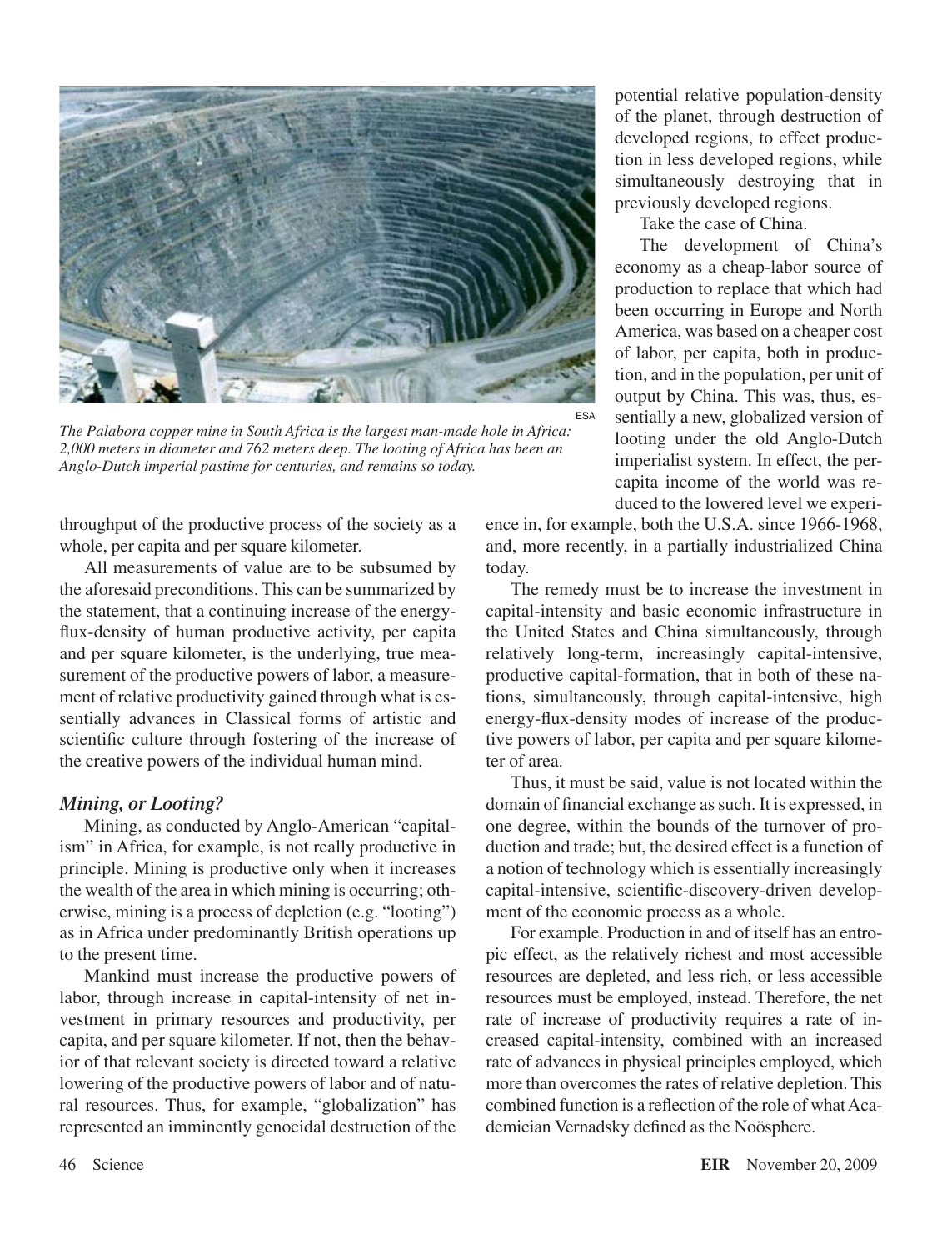*The Palabora copper mine in South Africa is the largest man-made hole in Africa: 2,000 meters in diameter and 762 meters deep. The looting of Africa has been an Anglo-Dutch imperial pastime for centuries, and remains so today.*

throughput of the productive process of the society as a whole, per capita and per square kilometer.

All measurements of value are to be subsumed by the aforesaid preconditions. This can be summarized by the statement, that a continuing increase of the energy-flux-density of human productive activity, per capita and per square kilometer, is the underlying, true measurement of the productive powers of labor, a measurement of relative productivity gained through what is essentially advances in Classical forms of artistic and scientific culture through fostering of the increase of the creative powers of the individual human mind.

### *Mining, or Looting?*

Mining, as conducted by Anglo-American "capitalism" in Africa, for example, is not really productive in principle. Mining is productive only when it increases the wealth of the area in which mining is occurring; otherwise, mining is a process of depletion (e.g. "looting") as in Africa under predominantly British operations up to the present time.

Mankind must increase the productive powers of labor, through increase in capital-intensity of net investment in primary resources and productivity, per capita, and per square kilometer. If not, then the behavior of that relevant society is directed toward a relative lowering of the productive powers of labor and of natural resources. Thus, for example, "globalization" has represented an imminently genocidal destruction of the potential relative population-density of the planet, through destruction of developed regions, to effect production in less developed regions, while simultaneously destroying that in previously developed regions.

Take the case of China.

The development of China's economy as a cheap-labor source of production to replace that which had been occurring in Europe and North America, was based on a cheaper cost of labor, per capita, both in production, and in the population, per unit of output by China. This was, thus, essentially a new, globalized version of looting under the old Anglo-Dutch imperialist system. In effect, the per-capita income of the world was reduced to the lowered level we experience in, for example, both the U.S.A. since 1966-1968, and, more recently, in a partially industrialized China today.

The remedy must be to increase the investment in capital-intensity and basic economic infrastructure in the United States and China simultaneously, through relatively long-term, increasingly capital-intensive, productive capital-formation, that in both of these nations, simultaneously, through capital-intensive, high energy-flux-density modes of increase of the productive powers of labor, per capita and per square kilometer of area.

Thus, it must be said, value is not located within the domain of financial exchange as such. It is expressed, in one degree, within the bounds of the turnover of production and trade; but, the desired effect is a function of a notion of technology which is essentially increasingly capital-intensive, scientific-discovery-driven development of the economic process as a whole.

For example. Production in and of itself has an entropic effect, as the relatively richest and most accessible resources are depleted, and less rich, or less accessible resources must be employed, instead. Therefore, the net rate of increase of productivity requires a rate of increased capital-intensity, combined with an increased rate of advances in physical principles employed, which more than overcomes the rates of relative depletion. This combined function is a reflection of the role of what Academician Vernadsky defined as the Noösphere.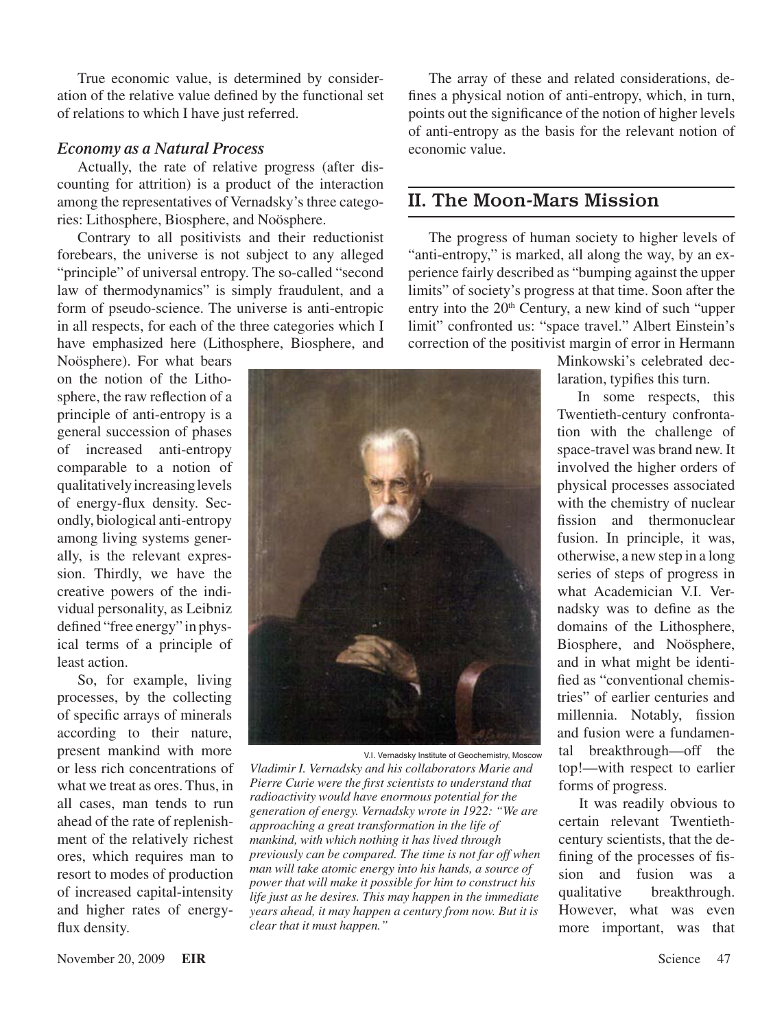True economic value, is determined by consideration of the relative value defined by the functional set of relations to which I have just referred.

### *Economy as a Natural Process*

Actually, the rate of relative progress (after discounting for attrition) is a product of the interaction among the representatives of Vernadsky's three categories: Lithosphere, Biosphere, and Noösphere.

Contrary to all positivists and their reductionist forebears, the universe is not subject to any alleged "principle" of universal entropy. The so-called "second law of thermodynamics" is simply fraudulent, and a form of pseudo-science. The universe is anti-entropic in all respects, for each of the three categories which I have emphasized here (Lithosphere, Biosphere, and Noösphere). For what bears on the notion of the Lithosphere, the raw reflection of a principle of anti-entropy is a general succession of phases of increased anti-entropy comparable to a notion of qualitatively increasing levels of energy-flux density. Secondly, biological anti-entropy among living systems generally, is the relevant expression. Thirdly, we have the creative powers of the individual personality, as Leibniz defined "free energy" in physical terms of a principle of least action.

So, for example, living processes, by the collecting of specific arrays of minerals according to their nature, present mankind with more or less rich concentrations of what we treat as ores. Thus, in all cases, man tends to run ahead of the rate of replenishment of the relatively richest ores, which requires man to resort to modes of production of increased capital-intensity and higher rates of energy-flux density.

V.I. Vernadsky Institute of Geochemistry, Moscow

*Vladimir I. Vernadsky and his collaborators Marie and Pierre Curie were the first scientists to understand that radioactivity would have enormous potential for the generation of energy. Vernadsky wrote in 1922: "We are approaching a great transformation in the life of mankind, with which nothing it has lived through previously can be compared. The time is not far off when man will take atomic energy into his hands, a source of power that will make it possible for him to construct his life just as he desires. This may happen in the immediate years ahead, it may happen a century from now. But it is clear that it must happen."*

The array of these and related considerations, defines a physical notion of anti-entropy, which, in turn, points out the significance of the notion of higher levels of anti-entropy as the basis for the relevant notion of economic value.

## II. The Moon-Mars Mission

The progress of human society to higher levels of "anti-entropy," is marked, all along the way, by an experience fairly described as "bumping against the upper limits" of society's progress at that time. Soon after the entry into the 20th Century, a new kind of such "upper limit" confronted us: "space travel." Albert Einstein's correction of the positivist margin of error in Hermann Minkowski's celebrated declaration, typifies this turn.

In some respects, this Twentieth-century confrontation with the challenge of space-travel was brand new. It involved the higher orders of physical processes associated with the chemistry of nuclear fission and thermonuclear fusion. In principle, it was, otherwise, a new step in a long series of steps of progress in what Academician V.I. Vernadsky was to define as the domains of the Lithosphere, Biosphere, and Noösphere, and in what might be identified as "conventional chemistries" of earlier centuries and millennia. Notably, fission and fusion were a fundamental breakthrough—off the top!—with respect to earlier forms of progress.

It was readily obvious to certain relevant Twentieth-century scientists, that the defining of the processes of fission and fusion was a qualitative breakthrough. However, what was even more important, was that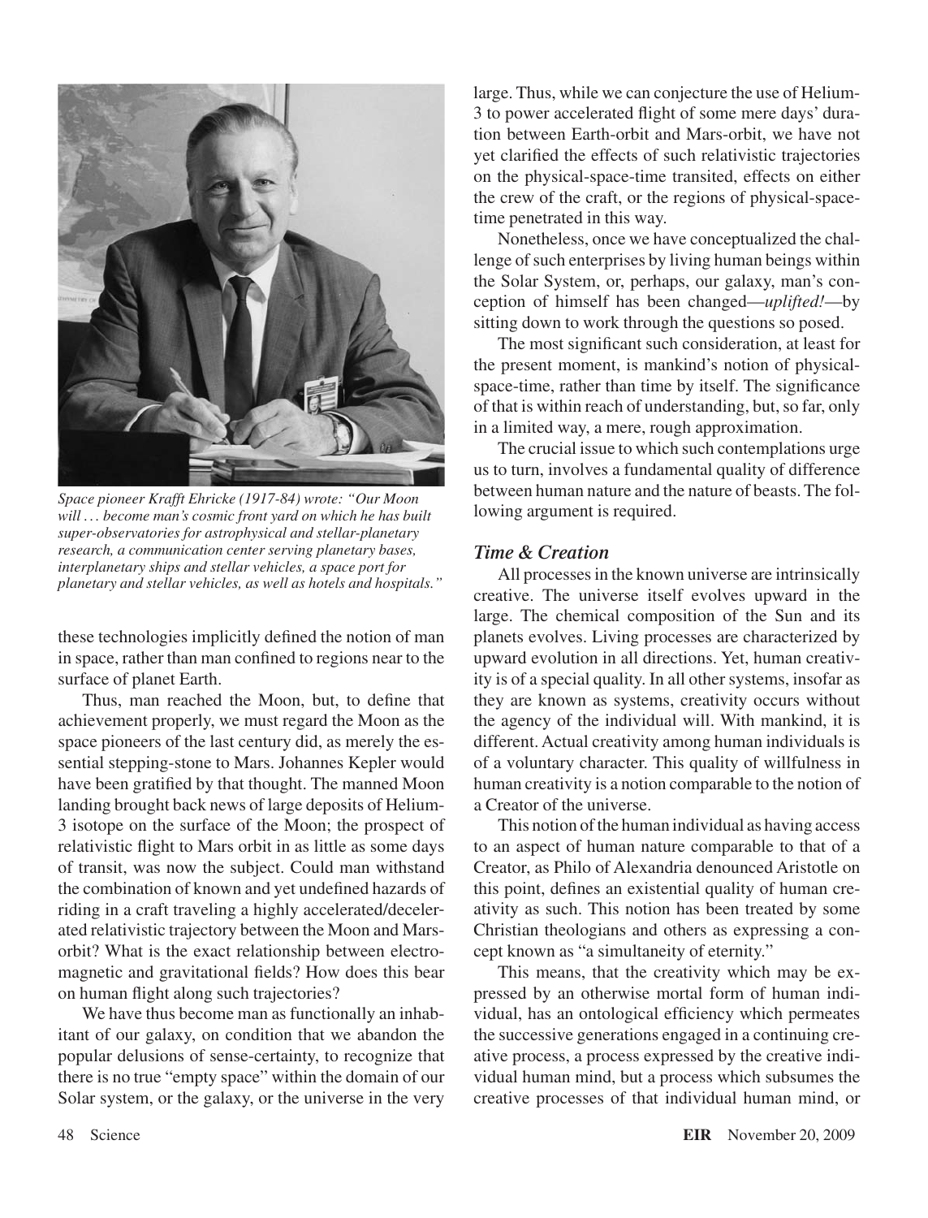*Space pioneer Krafft Ehricke (1917-84) wrote: "Our Moon will . . . become man's cosmic front yard on which he has built super-observatories for astrophysical and stellar-planetary research, a communication center serving planetary bases, interplanetary ships and stellar vehicles, a space port for planetary and stellar vehicles, as well as hotels and hospitals."*

these technologies implicitly defined the notion of man in space, rather than man confined to regions near to the surface of planet Earth.

Thus, man reached the Moon, but, to define that achievement properly, we must regard the Moon as the space pioneers of the last century did, as merely the essential stepping-stone to Mars. Johannes Kepler would have been gratified by that thought. The manned Moon landing brought back news of large deposits of Helium-3 isotope on the surface of the Moon; the prospect of relativistic flight to Mars orbit in as little as some days of transit, was now the subject. Could man withstand the combination of known and yet undefined hazards of riding in a craft traveling a highly accelerated/decelerated relativistic trajectory between the Moon and Mars-orbit? What is the exact relationship between electromagnetic and gravitational fields? How does this bear on human flight along such trajectories?

We have thus become man as functionally an inhabitant of our galaxy, on condition that we abandon the popular delusions of sense-certainty, to recognize that there is no true "empty space" within the domain of our Solar system, or the galaxy, or the universe in the very large. Thus, while we can conjecture the use of Helium-3 to power accelerated flight of some mere days' duration between Earth-orbit and Mars-orbit, we have not yet clarified the effects of such relativistic trajectories on the physical-space-time transited, effects on either the crew of the craft, or the regions of physical-space-time penetrated in this way.

Nonetheless, once we have conceptualized the challenge of such enterprises by living human beings within the Solar System, or, perhaps, our galaxy, man's conception of himself has been changed—*uplifted!*—by sitting down to work through the questions so posed.

The most significant such consideration, at least for the present moment, is mankind's notion of physical-space-time, rather than time by itself. The significance of that is within reach of understanding, but, so far, only in a limited way, a mere, rough approximation.

The crucial issue to which such contemplations urge us to turn, involves a fundamental quality of difference between human nature and the nature of beasts. The following argument is required.

### *Time & Creation*

All processes in the known universe are intrinsically creative. The universe itself evolves upward in the large. The chemical composition of the Sun and its planets evolves. Living processes are characterized by upward evolution in all directions. Yet, human creativity is of a special quality. In all other systems, insofar as they are known as systems, creativity occurs without the agency of the individual will. With mankind, it is different. Actual creativity among human individuals is of a voluntary character. This quality of willfulness in human creativity is a notion comparable to the notion of a Creator of the universe.

This notion of the human individual as having access to an aspect of human nature comparable to that of a Creator, as Philo of Alexandria denounced Aristotle on this point, defines an existential quality of human creativity as such. This notion has been treated by some Christian theologians and others as expressing a concept known as "a simultaneity of eternity."

This means, that the creativity which may be expressed by an otherwise mortal form of human individual, has an ontological efficiency which permeates the successive generations engaged in a continuing creative process, a process expressed by the creative individual human mind, but a process which subsumes the creative processes of that individual human mind, or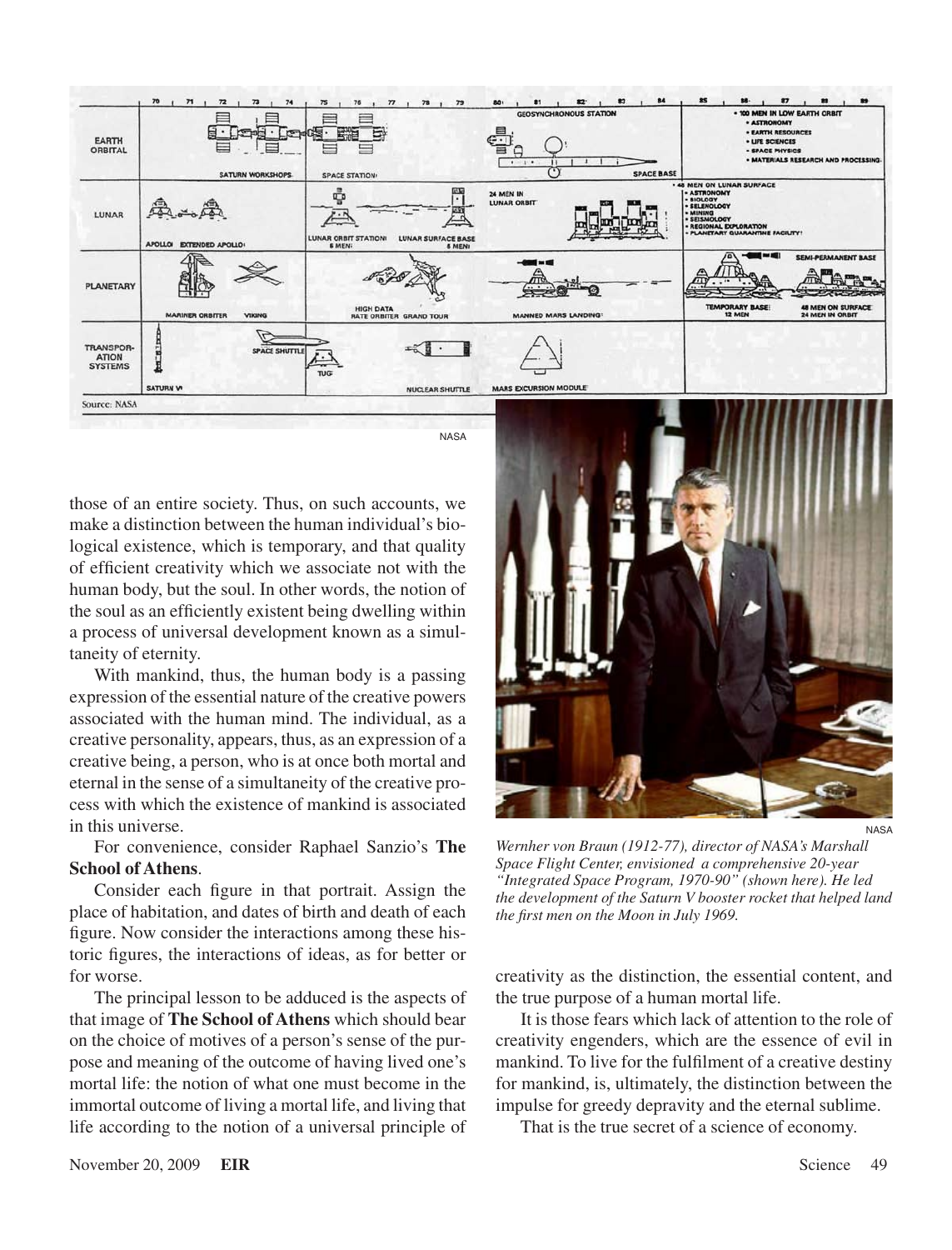Source: NASA

NASA

those of an entire society. Thus, on such accounts, we make a distinction between the human individual's biological existence, which is temporary, and that quality of efficient creativity which we associate not with the human body, but the soul. In other words, the notion of the soul as an efficiently existent being dwelling within a process of universal development known as a simultaneity of eternity.

With mankind, thus, the human body is a passing expression of the essential nature of the creative powers associated with the human mind. The individual, as a creative personality, appears, thus, as an expression of a creative being, a person, who is at once both mortal and eternal in the sense of a simultaneity of the creative process with which the existence of mankind is associated in this universe.

For convenience, consider Raphael Sanzio's **The School of Athens**.

Consider each figure in that portrait. Assign the place of habitation, and dates of birth and death of each figure. Now consider the interactions among these historic figures, the interactions of ideas, as for better or for worse.

The principal lesson to be adduced is the aspects of that image of **The School of Athens** which should bear on the choice of motives of a person's sense of the purpose and meaning of the outcome of having lived one's mortal life: the notion of what one must become in the immortal outcome of living a mortal life, and living that life according to the notion of a universal principle of creativity as the distinction, the essential content, and the true purpose of a human mortal life.

It is those fears which lack of attention to the role of creativity engenders, which are the essence of evil in mankind. To live for the fulfilment of a creative destiny for mankind, is, ultimately, the distinction between the impulse for greedy depravity and the eternal sublime.

That is the true secret of a science of economy.

NASA

*Wernher von Braun (1912-77), director of NASA's Marshall Space Flight Center, envisioned a comprehensive 20-year "Integrated Space Program, 1970-90" (shown here). He led the development of the Saturn V booster rocket that helped land the first men on the Moon in July 1969.*